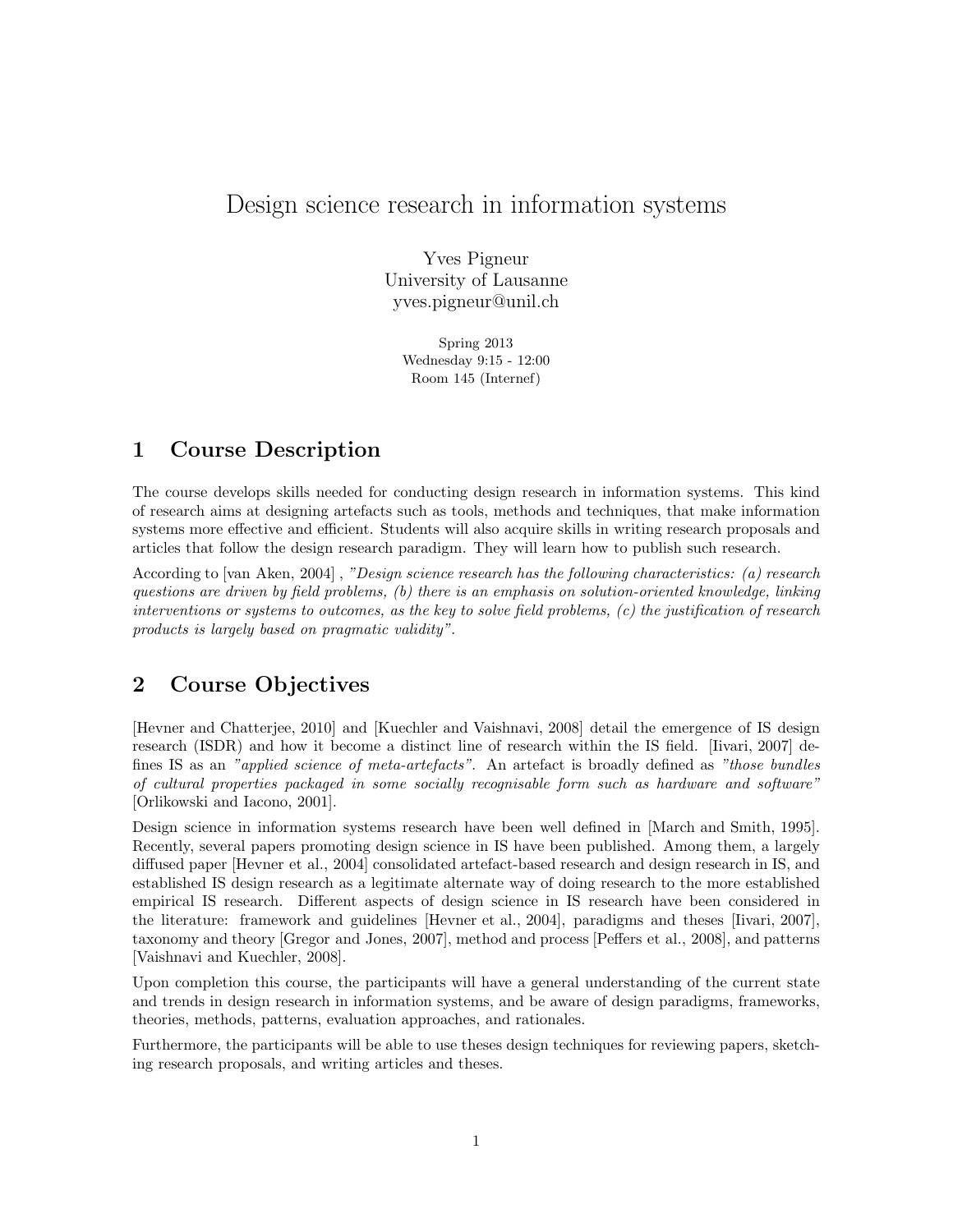# Design science research in information systems

Yves Pigneur
University of Lausanne
yves.pigneur@unil.ch

Spring 2013
Wednesday 9:15 - 12:00
Room 145 (Internef)

## 1 Course Description

The course develops skills needed for conducting design research in information systems. This kind of research aims at designing artefacts such as tools, methods and techniques, that make information systems more effective and efficient. Students will also acquire skills in writing research proposals and articles that follow the design research paradigm. They will learn how to publish such research.

According to [van Aken, 2004] , *"Design science research has the following characteristics: (a) research questions are driven by field problems, (b) there is an emphasis on solution-oriented knowledge, linking interventions or systems to outcomes, as the key to solve field problems, (c) the justification of research products is largely based on pragmatic validity"*.

## 2 Course Objectives

[Hevner and Chatterjee, 2010] and [Kuechler and Vaishnavi, 2008] detail the emergence of IS design research (ISDR) and how it become a distinct line of research within the IS field. [Iivari, 2007] defines IS as an *"applied science of meta-artefacts"*. An artefact is broadly defined as *"those bundles of cultural properties packaged in some socially recognisable form such as hardware and software"* [Orlikowski and Iacono, 2001].

Design science in information systems research have been well defined in [March and Smith, 1995]. Recently, several papers promoting design science in IS have been published. Among them, a largely diffused paper [Hevner et al., 2004] consolidated artefact-based research and design research in IS, and established IS design research as a legitimate alternate way of doing research to the more established empirical IS research. Different aspects of design science in IS research have been considered in the literature: framework and guidelines [Hevner et al., 2004], paradigms and theses [Iivari, 2007], taxonomy and theory [Gregor and Jones, 2007], method and process [Peffers et al., 2008], and patterns [Vaishnavi and Kuechler, 2008].

Upon completion this course, the participants will have a general understanding of the current state and trends in design research in information systems, and be aware of design paradigms, frameworks, theories, methods, patterns, evaluation approaches, and rationales.

Furthermore, the participants will be able to use theses design techniques for reviewing papers, sketching research proposals, and writing articles and theses.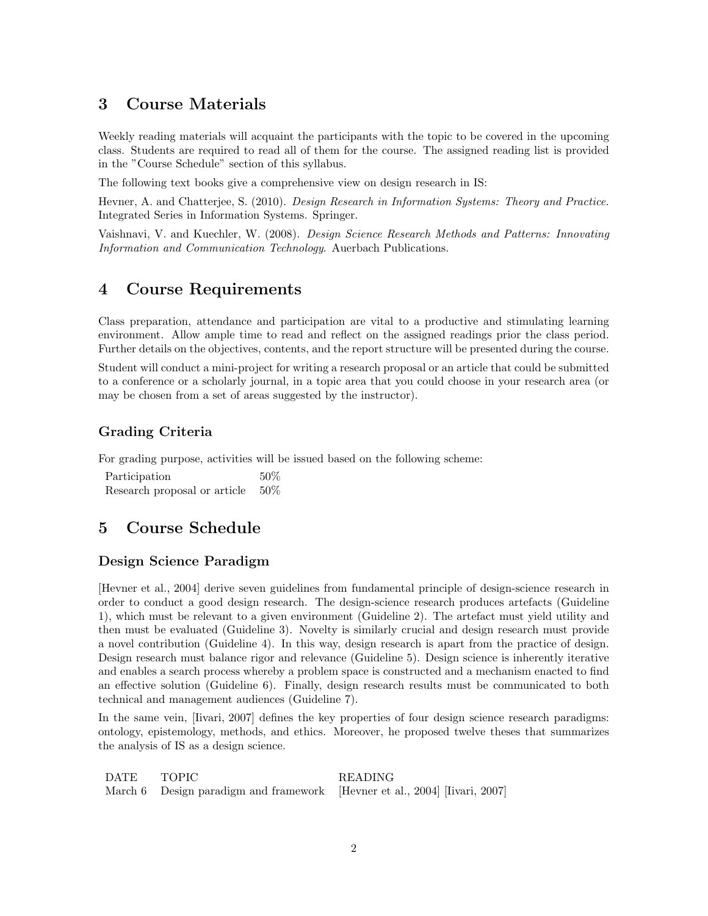## 3 Course Materials

Weekly reading materials will acquaint the participants with the topic to be covered in the upcoming class. Students are required to read all of them for the course. The assigned reading list is provided in the "Course Schedule" section of this syllabus.

The following text books give a comprehensive view on design research in IS:

Hevner, A. and Chatterjee, S. (2010). *Design Research in Information Systems: Theory and Practice.* Integrated Series in Information Systems. Springer.

Vaishnavi, V. and Kuechler, W. (2008). *Design Science Research Methods and Patterns: Innovating Information and Communication Technology*. Auerbach Publications.

## 4 Course Requirements

Class preparation, attendance and participation are vital to a productive and stimulating learning environment. Allow ample time to read and reflect on the assigned readings prior the class period. Further details on the objectives, contents, and the report structure will be presented during the course.

Student will conduct a mini-project for writing a research proposal or an article that could be submitted to a conference or a scholarly journal, in a topic area that you could choose in your research area (or may be chosen from a set of areas suggested by the instructor).

### Grading Criteria

For grading purpose, activities will be issued based on the following scheme:

| | |
|---|---|
| Participation | 50% |
| Research proposal or article | 50% |

## 5 Course Schedule

### Design Science Paradigm

[Hevner et al., 2004] derive seven guidelines from fundamental principle of design-science research in order to conduct a good design research. The design-science research produces artefacts (Guideline 1), which must be relevant to a given environment (Guideline 2). The artefact must yield utility and then must be evaluated (Guideline 3). Novelty is similarly crucial and design research must provide a novel contribution (Guideline 4). In this way, design research is apart from the practice of design. Design research must balance rigor and relevance (Guideline 5). Design science is inherently iterative and enables a search process whereby a problem space is constructed and a mechanism enacted to find an effective solution (Guideline 6). Finally, design research results must be communicated to both technical and management audiences (Guideline 7).

In the same vein, [Iivari, 2007] defines the key properties of four design science research paradigms: ontology, epistemology, methods, and ethics. Moreover, he proposed twelve theses that summarizes the analysis of IS as a design science.

| DATE | TOPIC | READING |
|---|---|---|
| March 6 | Design paradigm and framework | [Hevner et al., 2004] [Iivari, 2007] |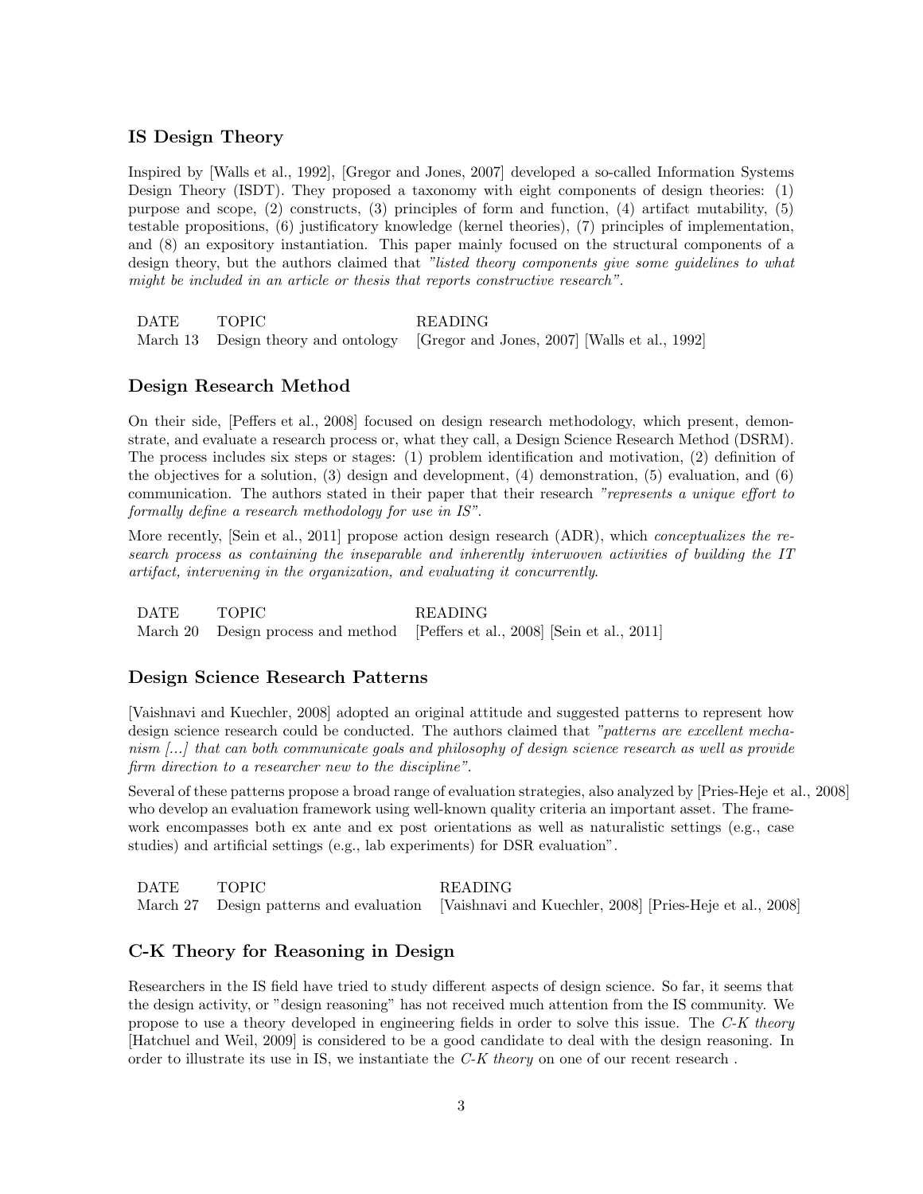## IS Design Theory

Inspired by [Walls et al., 1992], [Gregor and Jones, 2007] developed a so-called Information Systems Design Theory (ISDT). They proposed a taxonomy with eight components of design theories: (1) purpose and scope, (2) constructs, (3) principles of form and function, (4) artifact mutability, (5) testable propositions, (6) justificatory knowledge (kernel theories), (7) principles of implementation, and (8) an expository instantiation. This paper mainly focused on the structural components of a design theory, but the authors claimed that *"listed theory components give some guidelines to what might be included in an article or thesis that reports constructive research"*.

| DATE | TOPIC | READING |
|---|---|---|
| March 13 | Design theory and ontology | [Gregor and Jones, 2007] [Walls et al., 1992] |

## Design Research Method

On their side, [Peffers et al., 2008] focused on design research methodology, which present, demonstrate, and evaluate a research process or, what they call, a Design Science Research Method (DSRM). The process includes six steps or stages: (1) problem identification and motivation, (2) definition of the objectives for a solution, (3) design and development, (4) demonstration, (5) evaluation, and (6) communication. The authors stated in their paper that their research *"represents a unique effort to formally define a research methodology for use in IS"*.

More recently, [Sein et al., 2011] propose action design research (ADR), which *conceptualizes the research process as containing the inseparable and inherently interwoven activities of building the IT artifact, intervening in the organization, and evaluating it concurrently*.

| DATE | TOPIC | READING |
|---|---|---|
| March 20 | Design process and method | [Peffers et al., 2008] [Sein et al., 2011] |

## Design Science Research Patterns

[Vaishnavi and Kuechler, 2008] adopted an original attitude and suggested patterns to represent how design science research could be conducted. The authors claimed that *"patterns are excellent mechanism [...] that can both communicate goals and philosophy of design science research as well as provide firm direction to a researcher new to the discipline"*.

Several of these patterns propose a broad range of evaluation strategies, also analyzed by [Pries-Heje et al., 2008] who develop an evaluation framework using well-known quality criteria an important asset. The framework encompasses both ex ante and ex post orientations as well as naturalistic settings (e.g., case studies) and artificial settings (e.g., lab experiments) for DSR evaluation".

| DATE | TOPIC | READING |
|---|---|---|
| March 27 | Design patterns and evaluation | [Vaishnavi and Kuechler, 2008] [Pries-Heje et al., 2008] |

## C-K Theory for Reasoning in Design

Researchers in the IS field have tried to study different aspects of design science. So far, it seems that the design activity, or "design reasoning" has not received much attention from the IS community. We propose to use a theory developed in engineering fields in order to solve this issue. The *C-K theory* [Hatchuel and Weil, 2009] is considered to be a good candidate to deal with the design reasoning. In order to illustrate its use in IS, we instantiate the *C-K theory* on one of our recent research .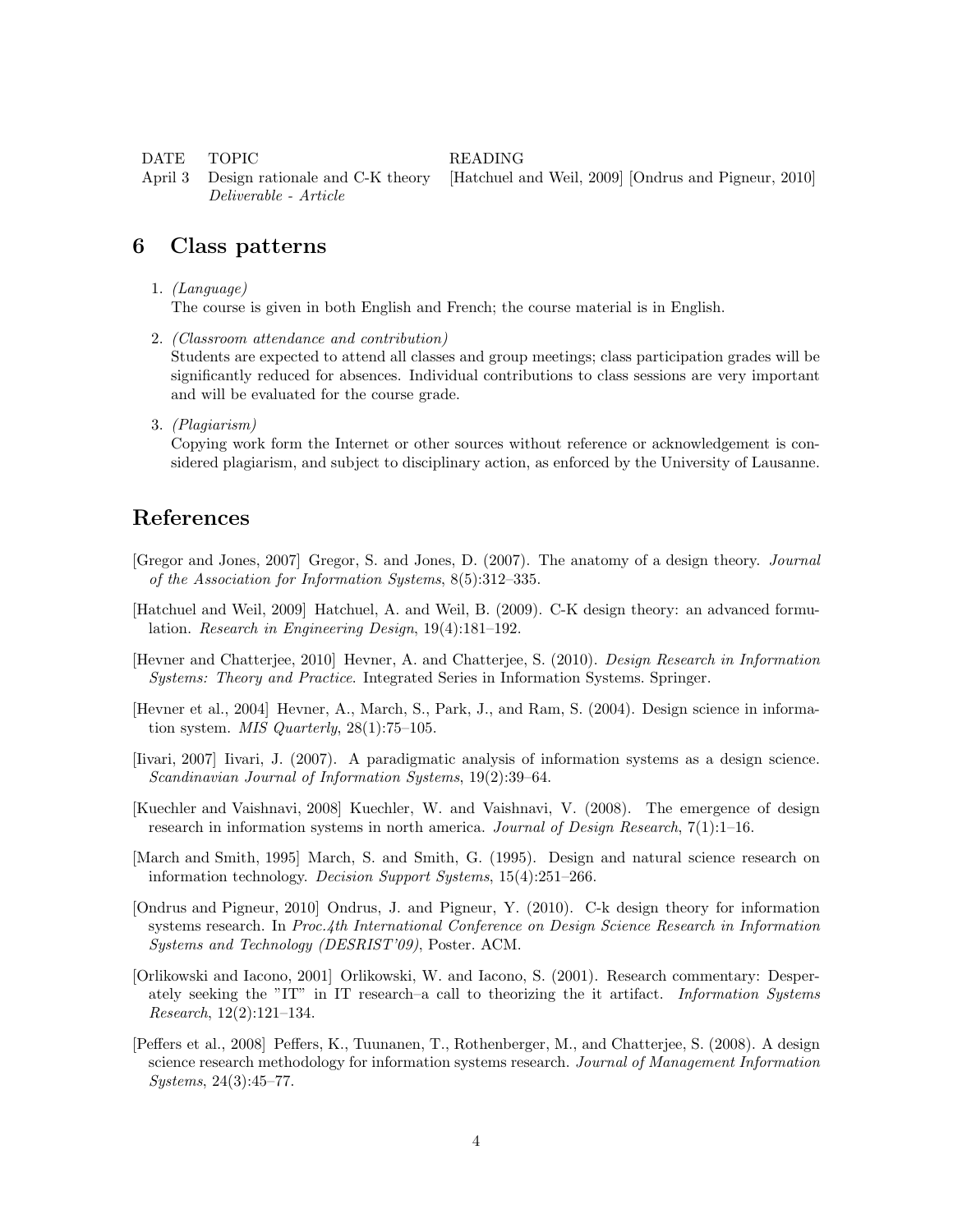| DATE | TOPIC | READING |
| --- | --- | --- |
| April 3 | Design rationale and C-K theory<br>*Deliverable - Article* | [Hatchuel and Weil, 2009] [Ondrus and Pigneur, 2010] |

## 6 Class patterns

1. *(Language)*
   The course is given in both English and French; the course material is in English.

2. *(Classroom attendance and contribution)*
   Students are expected to attend all classes and group meetings; class participation grades will be significantly reduced for absences. Individual contributions to class sessions are very important and will be evaluated for the course grade.

3. *(Plagiarism)*
   Copying work form the Internet or other sources without reference or acknowledgement is considered plagiarism, and subject to disciplinary action, as enforced by the University of Lausanne.

## References

[Gregor and Jones, 2007] Gregor, S. and Jones, D. (2007). The anatomy of a design theory. *Journal of the Association for Information Systems*, 8(5):312–335.

[Hatchuel and Weil, 2009] Hatchuel, A. and Weil, B. (2009). C-K design theory: an advanced formulation. *Research in Engineering Design*, 19(4):181–192.

[Hevner and Chatterjee, 2010] Hevner, A. and Chatterjee, S. (2010). *Design Research in Information Systems: Theory and Practice*. Integrated Series in Information Systems. Springer.

[Hevner et al., 2004] Hevner, A., March, S., Park, J., and Ram, S. (2004). Design science in information system. *MIS Quarterly*, 28(1):75–105.

[Iivari, 2007] Iivari, J. (2007). A paradigmatic analysis of information systems as a design science. *Scandinavian Journal of Information Systems*, 19(2):39–64.

[Kuechler and Vaishnavi, 2008] Kuechler, W. and Vaishnavi, V. (2008). The emergence of design research in information systems in north america. *Journal of Design Research*, 7(1):1–16.

[March and Smith, 1995] March, S. and Smith, G. (1995). Design and natural science research on information technology. *Decision Support Systems*, 15(4):251–266.

[Ondrus and Pigneur, 2010] Ondrus, J. and Pigneur, Y. (2010). C-k design theory for information systems research. In *Proc.4th International Conference on Design Science Research in Information Systems and Technology (DESRIST'09)*, Poster. ACM.

[Orlikowski and Iacono, 2001] Orlikowski, W. and Iacono, S. (2001). Research commentary: Desperately seeking the "IT" in IT research–a call to theorizing the it artifact. *Information Systems Research*, 12(2):121–134.

[Peffers et al., 2008] Peffers, K., Tuunanen, T., Rothenberger, M., and Chatterjee, S. (2008). A design science research methodology for information systems research. *Journal of Management Information Systems*, 24(3):45–77.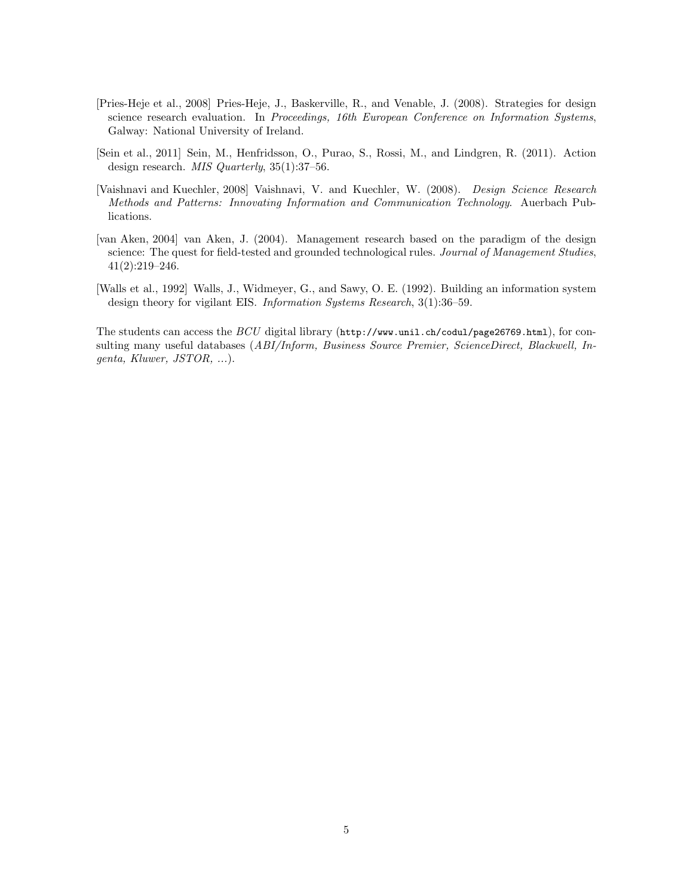[Pries-Heje et al., 2008] Pries-Heje, J., Baskerville, R., and Venable, J. (2008). Strategies for design science research evaluation. In *Proceedings, 16th European Conference on Information Systems*, Galway: National University of Ireland.

[Sein et al., 2011] Sein, M., Henfridsson, O., Purao, S., Rossi, M., and Lindgren, R. (2011). Action design research. *MIS Quarterly*, 35(1):37–56.

[Vaishnavi and Kuechler, 2008] Vaishnavi, V. and Kuechler, W. (2008). *Design Science Research Methods and Patterns: Innovating Information and Communication Technology*. Auerbach Publications.

[van Aken, 2004] van Aken, J. (2004). Management research based on the paradigm of the design science: The quest for field-tested and grounded technological rules. *Journal of Management Studies*, 41(2):219–246.

[Walls et al., 1992] Walls, J., Widmeyer, G., and Sawy, O. E. (1992). Building an information system design theory for vigilant EIS. *Information Systems Research*, 3(1):36–59.

The students can access the *BCU* digital library (`http://www.unil.ch/codul/page26769.html`), for consulting many useful databases (*ABI/Inform, Business Source Premier, ScienceDirect, Blackwell, Ingenta, Kluwer, JSTOR, ...*).